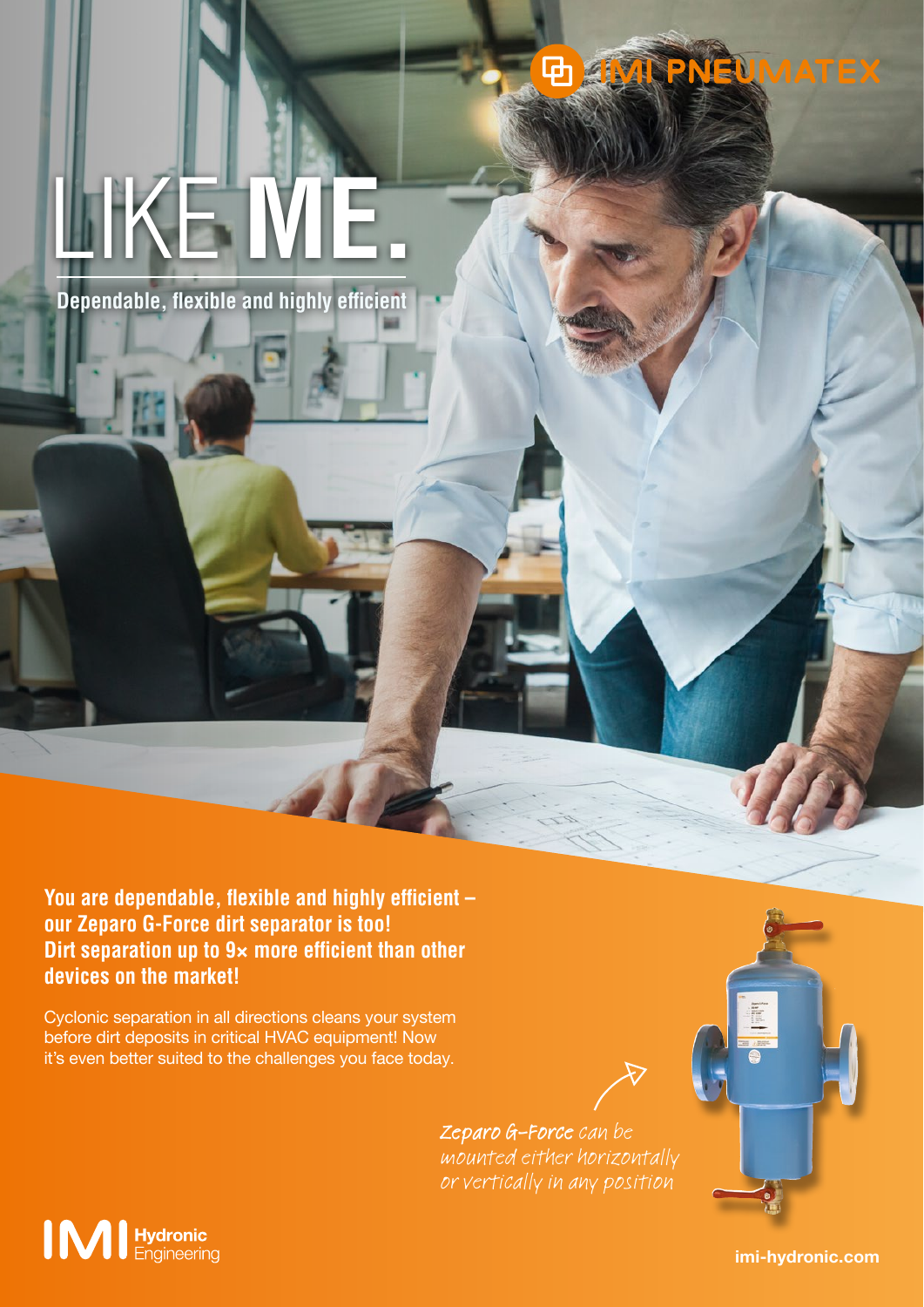IMI PNEUMATEX

# LIKE **ME.**

Dependable, flexible and highly efficient

**You are dependable, flexible and highly efficient – our Zeparo G-Force dirt separator is too! Dirt separation up to 9× more efficient than other devices on the market!**

Cyclonic separation in all directions cleans your system before dirt deposits in critical HVAC equipment! Now it's even better suited to the challenges you face today.

*Zeparo G-Force can be mounted either horizontally or vertically in any position*

IMI Hydronic Engineering

imi-hydronic.com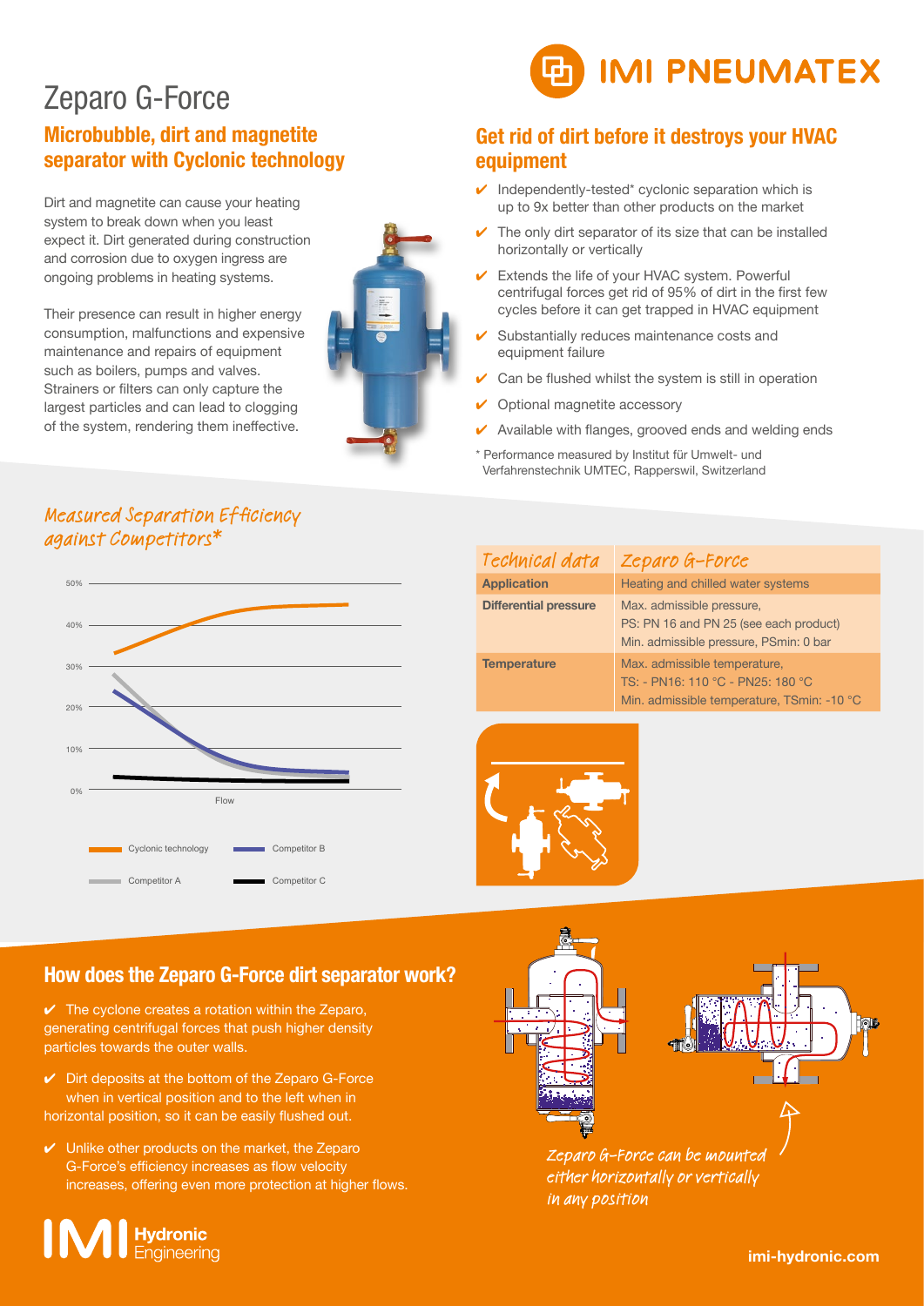# Zeparo G-Force

## Microbubble, dirt and magnetite separator with Cyclonic technology

Dirt and magnetite can cause your heating system to break down when you least expect it. Dirt generated during construction and corrosion due to oxygen ingress are ongoing problems in heating systems.

Their presence can result in higher energy consumption, malfunctions and expensive maintenance and repairs of equipment such as boilers, pumps and valves. Strainers or filters can only capture the largest particles and can lead to clogging of the system, rendering them ineffective.

IMI PNEUMATEX

## Get rid of dirt before it destroys your HVAC equipment

- ✔ Independently-tested* cyclonic separation which is up to 9x better than other products on the market
- ✔ The only dirt separator of its size that can be installed horizontally or vertically
- ✔ Extends the life of your HVAC system. Powerful centrifugal forces get rid of 95% of dirt in the first few cycles before it can get trapped in HVAC equipment
- ✔ Substantially reduces maintenance costs and equipment failure
- ✔ Can be flushed whilst the system is still in operation
- ✔ Optional magnetite accessory
- ✔ Available with flanges, grooved ends and welding ends

\* Performance measured by Institut für Umwelt- und Verfahrenstechnik UMTEC, Rapperswil, Switzerland

## Measured Separation Efficiency against Competitors*

50%
40%
30%
20%
10%
0%
Flow

Cyclonic technology
Competitor B
Competitor A
Competitor C

| Technical data | Zeparo G-Force |
|---|---|
| **Application** | Heating and chilled water systems |
| **Differential pressure** | Max. admissible pressure, PS: PN 16 and PN 25 (see each product) Min. admissible pressure, PSmin: 0 bar |
| **Temperature** | Max. admissible temperature, TS: - PN16: 110 °C - PN25: 180 °C Min. admissible temperature, TSmin: -10 °C |

## How does the Zeparo G-Force dirt separator work?

- ✔ The cyclone creates a rotation within the Zeparo, generating centrifugal forces that push higher density particles towards the outer walls.
- ✔ Dirt deposits at the bottom of the Zeparo G-Force when in vertical position and to the left when in horizontal position, so it can be easily flushed out.
- ✔ Unlike other products on the market, the Zeparo G-Force's efficiency increases as flow velocity increases, offering even more protection at higher flows.

*Zeparo G-Force can be mounted either horizontally or vertically in any position*

IMI Hydronic Engineering

imi-hydronic.com